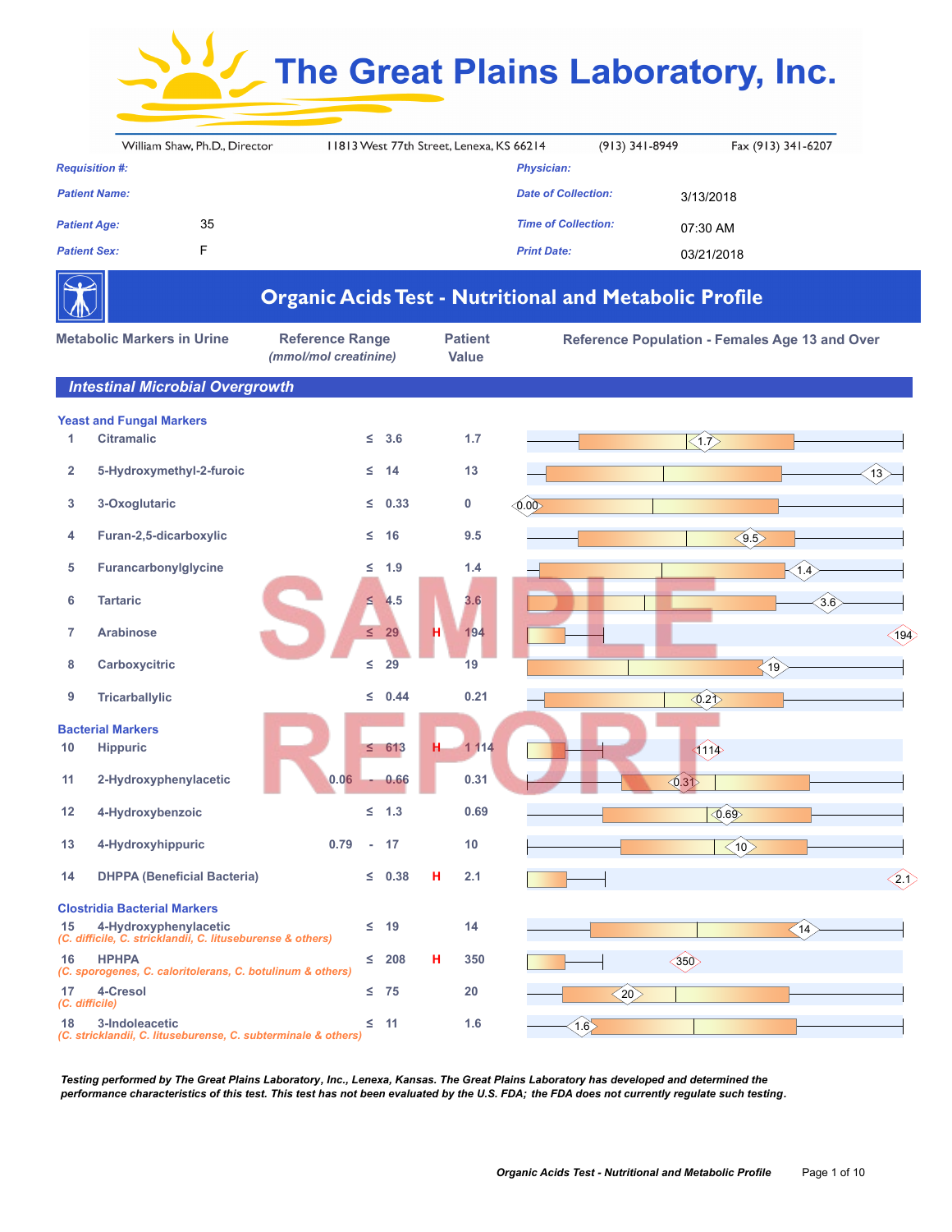# The Great Plains Laboratory, Inc.

William Shaw, Ph.D., Director | 11813 West 77th Street, Lenexa, KS 66214 | (913) 341-8949 | Fax (913) 341-6207

| | | | |
|---|---|---|---|
| **Requisition #:** | | **Physician:** | |
| **Patient Name:** | | **Date of Collection:** | 3/13/2018 |
| **Patient Age:** | 35 | **Time of Collection:** | 07:30 AM |
| **Patient Sex:** | F | **Print Date:** | 03/21/2018 |

## Organic Acids Test - Nutritional and Metabolic Profile

SAMPLE REPORT

Reference Population - Females Age 13 and Over

### Intestinal Microbial Overgrowth

| | Metabolic Markers in Urine | Reference Range (mmol/mol creatinine) | | Patient Value |
|---|---|---|---|---|
| | **Yeast and Fungal Markers** | | | |
| 1 | Citramalic | ≤ 3.6 | | 1.7 |
| 2 | 5-Hydroxymethyl-2-furoic | ≤ 14 | | 13 |
| 3 | 3-Oxoglutaric | ≤ 0.33 | | 0 |
| 4 | Furan-2,5-dicarboxylic | ≤ 16 | | 9.5 |
| 5 | Furancarbonylglycine | ≤ 1.9 | | 1.4 |
| 6 | Tartaric | ≤ 4.5 | | 3.6 |
| 7 | Arabinose | ≤ 29 | H | 194 |
| 8 | Carboxycitric | ≤ 29 | | 19 |
| 9 | Tricarballylic | ≤ 0.44 | | 0.21 |
| | **Bacterial Markers** | | | |
| 10 | Hippuric | ≤ 613 | H | 1 114 |
| 11 | 2-Hydroxyphenylacetic | 0.06 - 0.66 | | 0.31 |
| 12 | 4-Hydroxybenzoic | ≤ 1.3 | | 0.69 |
| 13 | 4-Hydroxyhippuric | 0.79 - 17 | | 10 |
| 14 | DHPPA (Beneficial Bacteria) | ≤ 0.38 | H | 2.1 |
| | **Clostridia Bacterial Markers** | | | |
| 15 | 4-Hydroxyphenylacetic *(C. difficile, C. stricklandii, C. lituseburense & others)* | ≤ 19 | | 14 |
| 16 | HPHPA *(C. sporogenes, C. caloritolerans, C. botulinum & others)* | ≤ 208 | H | 350 |
| 17 | 4-Cresol *(C. difficile)* | ≤ 75 | | 20 |
| 18 | 3-Indoleacetic *(C. stricklandii, C. lituseburense, C. subterminale & others)* | ≤ 11 | | 1.6 |

*Testing performed by The Great Plains Laboratory, Inc., Lenexa, Kansas. The Great Plains Laboratory has developed and determined the performance characteristics of this test. This test has not been evaluated by the U.S. FDA; the FDA does not currently regulate such testing.*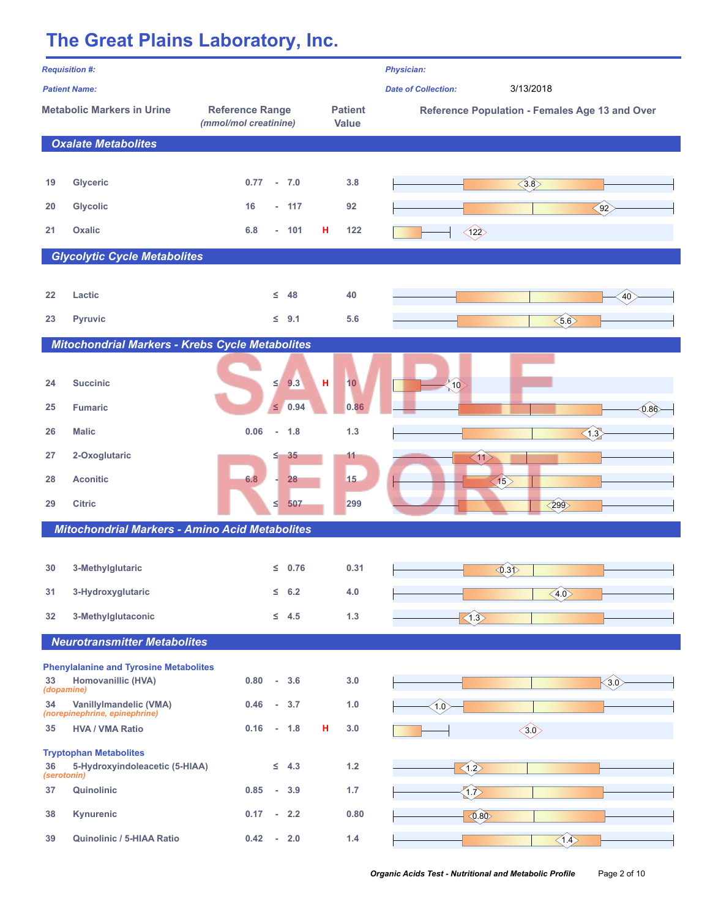# The Great Plains Laboratory, Inc.

**Requisition #:**

**Patient Name:**

**Physician:**

**Date of Collection:** 3/13/2018

| Metabolic Markers in Urine | | Reference Range (mmol/mol creatinine) | | Patient Value | Reference Population - Females Age 13 and Over |
|---|---|---|---|---|---|
| ***Oxalate Metabolites*** | | | | | |
| 19 | Glyceric | 0.77 - 7.0 | | 3.8 | 3.8 |
| 20 | Glycolic | 16 - 117 | | 92 | 92 |
| 21 | Oxalic | 6.8 - 101 | H | 122 | 122 |
| ***Glycolytic Cycle Metabolites*** | | | | | |
| 22 | Lactic | ≤ 48 | | 40 | 40 |
| 23 | Pyruvic | ≤ 9.1 | | 5.6 | 5.6 |
| ***Mitochondrial Markers - Krebs Cycle Metabolites*** | | | | | |
| 24 | Succinic | ≤ 9.3 | H | 10 | 10 |
| 25 | Fumaric | ≤ 0.94 | | 0.86 | 0.86 |
| 26 | Malic | 0.06 - 1.8 | | 1.3 | 1.3 |
| 27 | 2-Oxoglutaric | ≤ 35 | | 11 | 11 |
| 28 | Aconitic | 6.8 - 28 | | 15 | 15 |
| 29 | Citric | ≤ 507 | | 299 | 299 |
| ***Mitochondrial Markers - Amino Acid Metabolites*** | | | | | |
| 30 | 3-Methylglutaric | ≤ 0.76 | | 0.31 | 0.31 |
| 31 | 3-Hydroxyglutaric | ≤ 6.2 | | 4.0 | 4.0 |
| 32 | 3-Methylglutaconic | ≤ 4.5 | | 1.3 | 1.3 |
| ***Neurotransmitter Metabolites*** | | | | | |
| **Phenylalanine and Tyrosine Metabolites** | | | | | |
| 33 | Homovanillic (HVA) *(dopamine)* | 0.80 - 3.6 | | 3.0 | 3.0 |
| 34 | Vanillylmandelic (VMA) *(norepinephrine, epinephrine)* | 0.46 - 3.7 | | 1.0 | 1.0 |
| 35 | HVA / VMA Ratio | 0.16 - 1.8 | H | 3.0 | 3.0 |
| **Tryptophan Metabolites** | | | | | |
| 36 | 5-Hydroxyindoleacetic (5-HIAA) *(serotonin)* | ≤ 4.3 | | 1.2 | 1.2 |
| 37 | Quinolinic | 0.85 - 3.9 | | 1.7 | 1.7 |
| 38 | Kynurenic | 0.17 - 2.2 | | 0.80 | 0.80 |
| 39 | Quinolinic / 5-HIAA Ratio | 0.42 - 2.0 | | 1.4 | 1.4 |

SAMPLE REPORT

*Organic Acids Test - Nutritional and Metabolic Profile*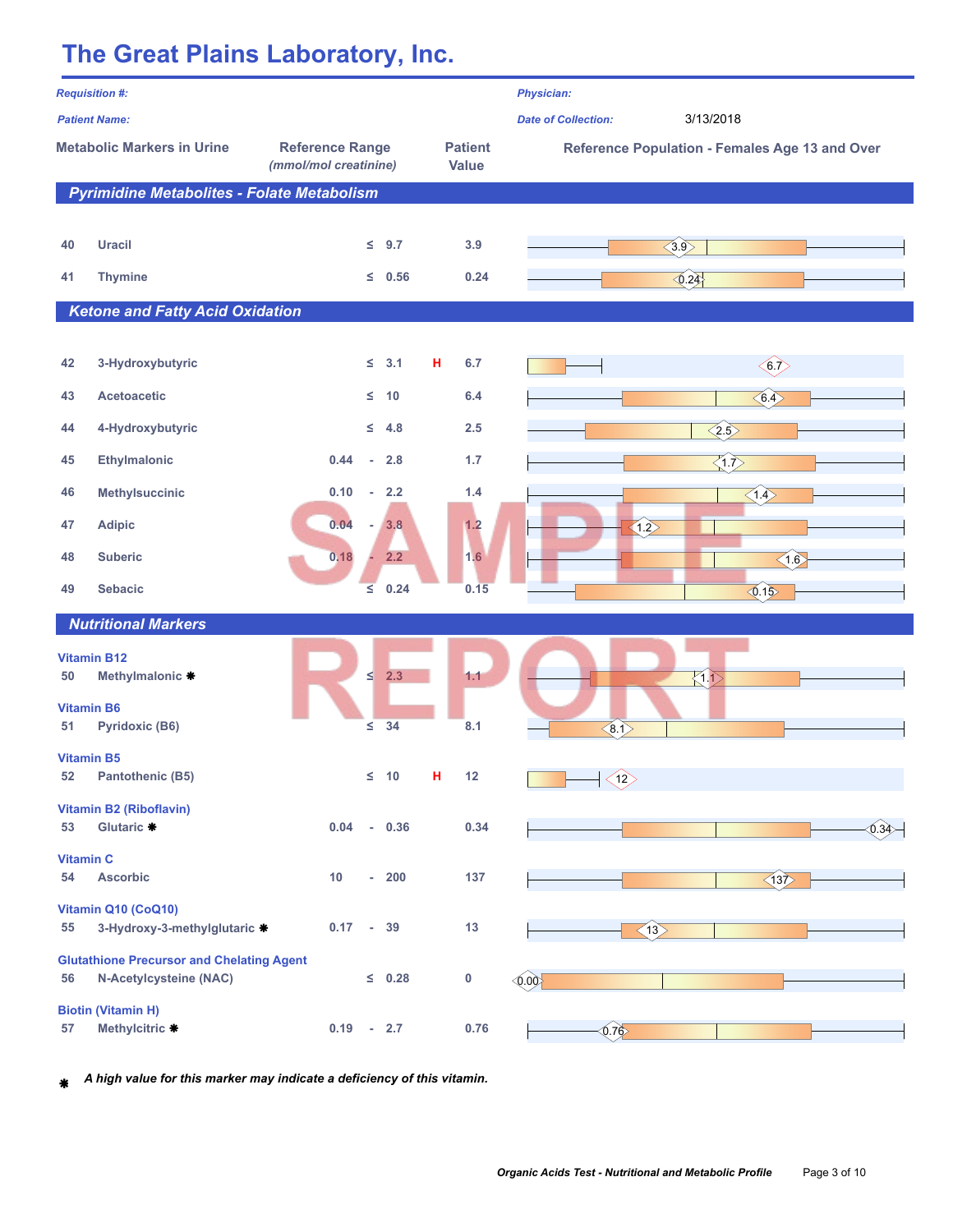# The Great Plains Laboratory, Inc.

***Requisition #:***

***Patient Name:***

***Physician:***

***Date of Collection:*** 3/13/2018

| Metabolic Markers in Urine | | Reference Range *(mmol/mol creatinine)* | | Patient Value | Reference Population - Females Age 13 and Over |
|---|---|---|---|---|---|
| ***Pyrimidine Metabolites - Folate Metabolism*** | | | | | |
| 40 | Uracil | ≤ 9.7 | | 3.9 | 3.9 |
| 41 | Thymine | ≤ 0.56 | | 0.24 | 0.24 |
| ***Ketone and Fatty Acid Oxidation*** | | | | | |
| 42 | 3-Hydroxybutyric | ≤ 3.1 | H | 6.7 | 6.7 |
| 43 | Acetoacetic | ≤ 10 | | 6.4 | 6.4 |
| 44 | 4-Hydroxybutyric | ≤ 4.8 | | 2.5 | 2.5 |
| 45 | Ethylmalonic | 0.44 - 2.8 | | 1.7 | 1.7 |
| 46 | Methylsuccinic | 0.10 - 2.2 | | 1.4 | 1.4 |
| 47 | Adipic | 0.04 - 3.8 | | 1.2 | 1.2 |
| 48 | Suberic | 0.18 - 2.2 | | 1.6 | 1.6 |
| 49 | Sebacic | ≤ 0.24 | | 0.15 | 0.15 |
| ***Nutritional Markers*** | | | | | |
| **Vitamin B12** | | | | | |
| 50 | Methylmalonic ✱ | ≤ 2.3 | | 1.1 | 1.1 |
| **Vitamin B6** | | | | | |
| 51 | Pyridoxic (B6) | ≤ 34 | | 8.1 | 8.1 |
| **Vitamin B5** | | | | | |
| 52 | Pantothenic (B5) | ≤ 10 | H | 12 | 12 |
| **Vitamin B2 (Riboflavin)** | | | | | |
| 53 | Glutaric ✱ | 0.04 - 0.36 | | 0.34 | 0.34 |
| **Vitamin C** | | | | | |
| 54 | Ascorbic | 10 - 200 | | 137 | 137 |
| **Vitamin Q10 (CoQ10)** | | | | | |
| 55 | 3-Hydroxy-3-methylglutaric ✱ | 0.17 - 39 | | 13 | 13 |
| **Glutathione Precursor and Chelating Agent** | | | | | |
| 56 | N-Acetylcysteine (NAC) | ≤ 0.28 | | 0 | 0.00 |
| **Biotin (Vitamin H)** | | | | | |
| 57 | Methylcitric ✱ | 0.19 - 2.7 | | 0.76 | 0.76 |

✱ ***A high value for this marker may indicate a deficiency of this vitamin.***

SAMPLE REPORT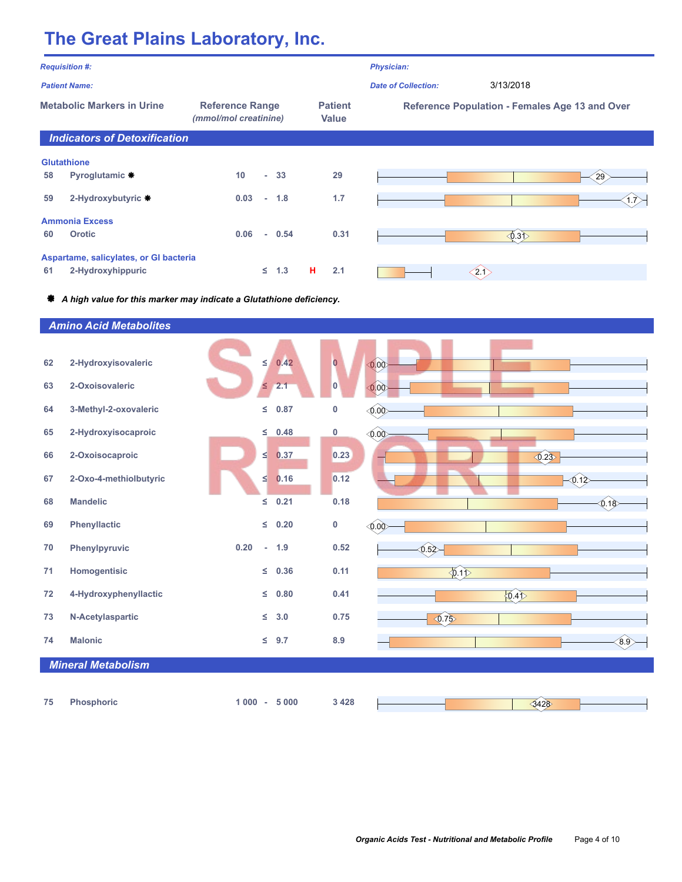# The Great Plains Laboratory, Inc.

*Requisition #:*

*Patient Name:*

*Physician:*

*Date of Collection:* 3/13/2018

| Metabolic Markers in Urine | | Reference Range (mmol/mol creatinine) | | Patient Value | Reference Population - Females Age 13 and Over |
|---|---|---|---|---|---|
| ***Indicators of Detoxification*** | | | | | |
| **Glutathione** | | | | | |
| 58 | Pyroglutamic ✱ | 10 - 33 | | 29 | 29 |
| 59 | 2-Hydroxybutyric ✱ | 0.03 - 1.8 | | 1.7 | 1.7 |
| **Ammonia Excess** | | | | | |
| 60 | Orotic | 0.06 - 0.54 | | 0.31 | 0.31 |
| **Aspartame, salicylates, or GI bacteria** | | | | | |
| 61 | 2-Hydroxyhippuric | ≤ 1.3 | H | 2.1 | 2.1 |

✱ ***A high value for this marker may indicate a Glutathione deficiency.***

| | | | | | |
|---|---|---|---|---|---|
| ***Amino Acid Metabolites*** | | | | | |
| 62 | 2-Hydroxyisovaleric | ≤ 0.42 | | 0 | 0.00 |
| 63 | 2-Oxoisovaleric | ≤ 2.1 | | 0 | 0.00 |
| 64 | 3-Methyl-2-oxovaleric | ≤ 0.87 | | 0 | 0.00 |
| 65 | 2-Hydroxyisocaproic | ≤ 0.48 | | 0 | 0.00 |
| 66 | 2-Oxoisocaproic | ≤ 0.37 | | 0.23 | 0.23 |
| 67 | 2-Oxo-4-methiolbutyric | ≤ 0.16 | | 0.12 | 0.12 |
| 68 | Mandelic | ≤ 0.21 | | 0.18 | 0.18 |
| 69 | Phenyllactic | ≤ 0.20 | | 0 | 0.00 |
| 70 | Phenylpyruvic | 0.20 - 1.9 | | 0.52 | 0.52 |
| 71 | Homogentisic | ≤ 0.36 | | 0.11 | 0.11 |
| 72 | 4-Hydroxyphenyllactic | ≤ 0.80 | | 0.41 | 0.41 |
| 73 | N-Acetylaspartic | ≤ 3.0 | | 0.75 | 0.75 |
| 74 | Malonic | ≤ 9.7 | | 8.9 | 8.9 |
| ***Mineral Metabolism*** | | | | | |
| 75 | Phosphoric | 1 000 - 5 000 | | 3 428 | 3428 |

SAMPLE REPORT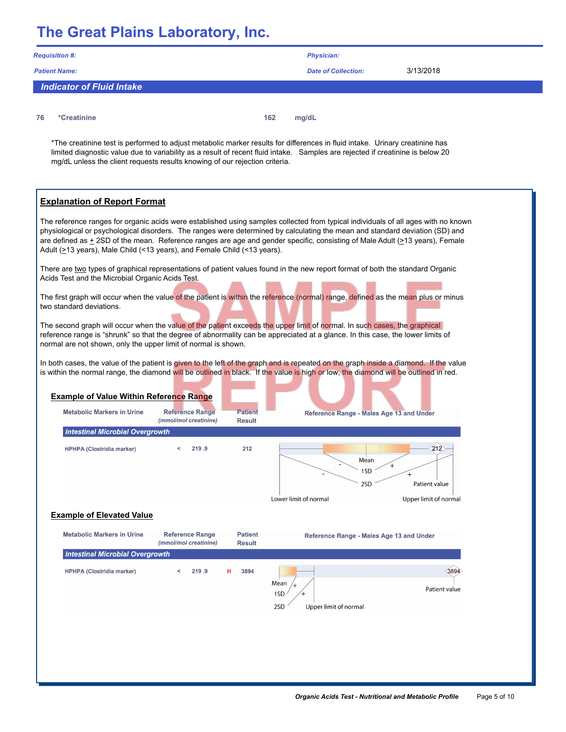# The Great Plains Laboratory, Inc.

**Requisition #:**

**Physician:**

**Patient Name:**

**Date of Collection:** 3/13/2018

## Indicator of Fluid Intake

| | | | |
|---|---|---|---|
| 76 | *Creatinine | 162 | mg/dL |

*The creatinine test is performed to adjust metabolic marker results for differences in fluid intake. Urinary creatinine has limited diagnostic value due to variability as a result of recent fluid intake. Samples are rejected if creatinine is below 20 mg/dL unless the client requests results knowing of our rejection criteria.

SAMPLE REPORT

## Explanation of Report Format

The reference ranges for organic acids were established using samples collected from typical individuals of all ages with no known physiological or psychological disorders. The ranges were determined by calculating the mean and standard deviation (SD) and are defined as ± 2SD of the mean. Reference ranges are age and gender specific, consisting of Male Adult (≥13 years), Female Adult (≥13 years), Male Child (<13 years), and Female Child (<13 years).

There are two types of graphical representations of patient values found in the new report format of both the standard Organic Acids Test and the Microbial Organic Acids Test.

The first graph will occur when the value of the patient is within the reference (normal) range, defined as the mean plus or minus two standard deviations.

The second graph will occur when the value of the patient exceeds the upper limit of normal. In such cases, the graphical reference range is "shrunk" so that the degree of abnormality can be appreciated at a glance. In this case, the lower limits of normal are not shown, only the upper limit of normal is shown.

In both cases, the value of the patient is given to the left of the graph and is repeated on the graph inside a diamond. If the value is within the normal range, the diamond will be outlined in black. If the value is high or low, the diamond will be outlined in red.

### Example of Value Within Reference Range

| Metabolic Markers in Urine | Reference Range (mmol/mol creatinine) | | Patient Result | Reference Range - Males Age 13 and Under |
|---|---|---|---|---|
| ***Intestinal Microbial Overgrowth*** | | | | |
| HPHPA (Clostridia marker) | < 219 .9 | | 212 | 212 |

Mean
-
+
1SD
-
+
2SD
Patient value
Lower limit of normal
Upper limit of normal

### Example of Elevated Value

| Metabolic Markers in Urine | Reference Range (mmol/mol creatinine) | | Patient Result | Reference Range - Males Age 13 and Under |
|---|---|---|---|---|
| ***Intestinal Microbial Overgrowth*** | | | | |
| HPHPA (Clostridia marker) | < 219 .9 | H | 3894 | 3894 |

Mean
+
1SD
+
2SD
Upper limit of normal
Patient value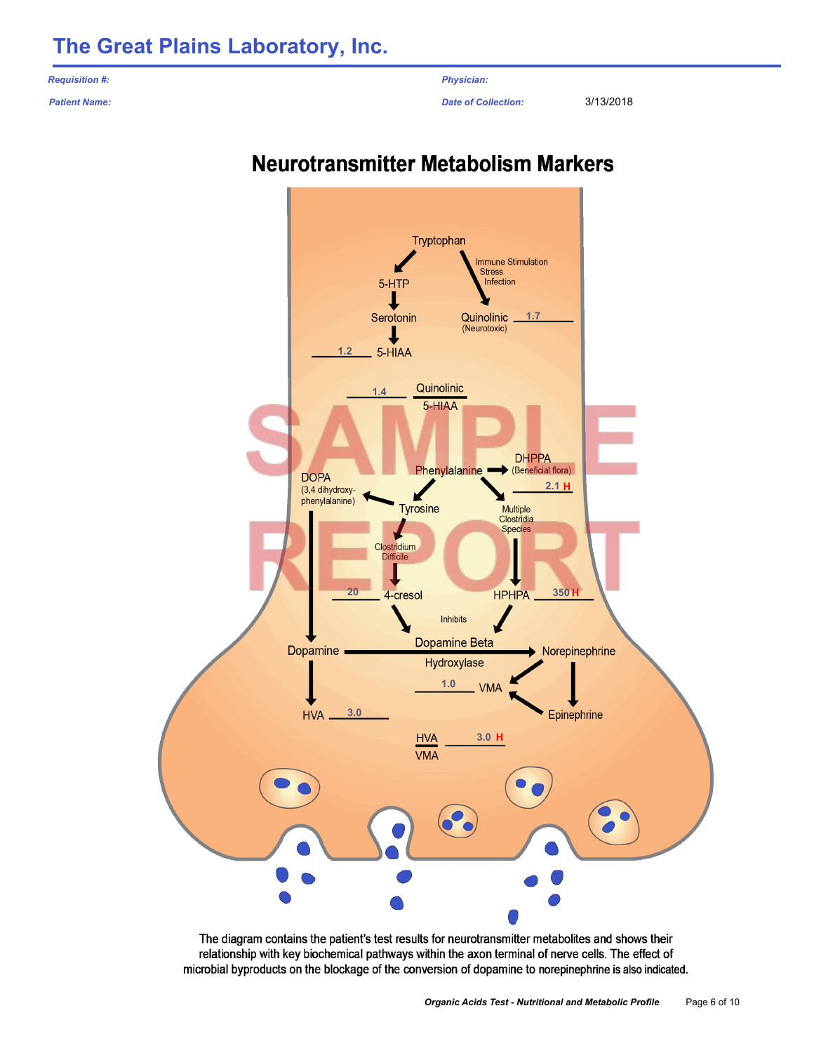# The Great Plains Laboratory, Inc.

**Requisition #:**

**Physician:**

**Patient Name:**

**Date of Collection:** 3/13/2018

## Neurotransmitter Metabolism Markers

Tryptophan

Immune Stimulation
Stress
Infection

5-HTP

Serotonin

Quinolinic (Neurotoxic) 1.7

1.2 5-HIAA

1.4 Quinolinic / 5-HIAA

SAMPLE REPORT

DOPA (3,4 dihydroxy-phenylalanine)

Phenylalanine

DHPPA (Beneficial flora) 2.1 H

Tyrosine

Multiple Clostridia Species

Clostridium Difficile

20 4-cresol

HPHPA 350 H

Inhibits

Dopamine

Dopamine Beta Hydroxylase

Norepinephrine

1.0 VMA

HVA 3.0

Epinephrine

HVA / VMA 3.0 H

The diagram contains the patient's test results for neurotransmitter metabolites and shows their relationship with key biochemical pathways within the axon terminal of nerve cells. The effect of microbial byproducts on the blockage of the conversion of dopamine to norepinephrine is also indicated.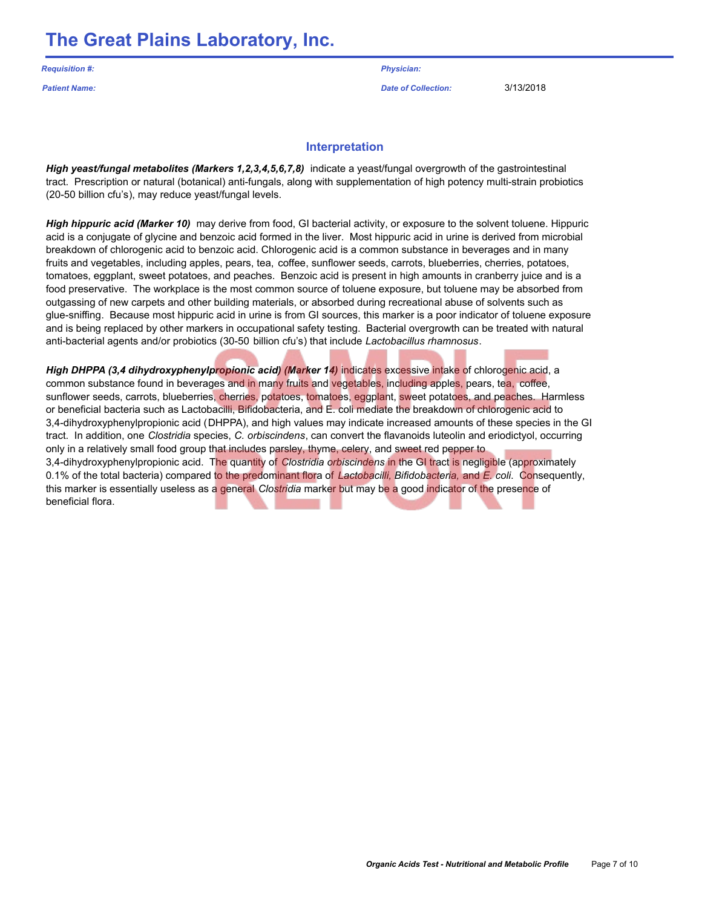# The Great Plains Laboratory, Inc.

*Requisition #:*

*Patient Name:*

*Physician:*

*Date of Collection:* 3/13/2018

## Interpretation

***High yeast/fungal metabolites (Markers 1,2,3,4,5,6,7,8)*** indicate a yeast/fungal overgrowth of the gastrointestinal tract. Prescription or natural (botanical) anti-fungals, along with supplementation of high potency multi-strain probiotics (20-50 billion cfu's), may reduce yeast/fungal levels.

***High hippuric acid (Marker 10)*** may derive from food, GI bacterial activity, or exposure to the solvent toluene. Hippuric acid is a conjugate of glycine and benzoic acid formed in the liver. Most hippuric acid in urine is derived from microbial breakdown of chlorogenic acid to benzoic acid. Chlorogenic acid is a common substance in beverages and in many fruits and vegetables, including apples, pears, tea, coffee, sunflower seeds, carrots, blueberries, cherries, potatoes, tomatoes, eggplant, sweet potatoes, and peaches. Benzoic acid is present in high amounts in cranberry juice and is a food preservative. The workplace is the most common source of toluene exposure, but toluene may be absorbed from outgassing of new carpets and other building materials, or absorbed during recreational abuse of solvents such as glue-sniffing. Because most hippuric acid in urine is from GI sources, this marker is a poor indicator of toluene exposure and is being replaced by other markers in occupational safety testing. Bacterial overgrowth can be treated with natural anti-bacterial agents and/or probiotics (30-50 billion cfu's) that include *Lactobacillus rhamnosus*.

***High DHPPA (3,4 dihydroxyphenylpropionic acid) (Marker 14)*** indicates excessive intake of chlorogenic acid, a common substance found in beverages and in many fruits and vegetables, including apples, pears, tea, coffee, sunflower seeds, carrots, blueberries, cherries, potatoes, tomatoes, eggplant, sweet potatoes, and peaches. Harmless or beneficial bacteria such as Lactobacilli, Bifidobacteria, and E. coli mediate the breakdown of chlorogenic acid to 3,4-dihydroxyphenylpropionic acid (DHPPA), and high values may indicate increased amounts of these species in the GI tract. In addition, one *Clostridia* species, *C. orbiscindens*, can convert the flavanoids luteolin and eriodictyol, occurring only in a relatively small food group that includes parsley, thyme, celery, and sweet red pepper to 3,4-dihydroxyphenylpropionic acid. The quantity of *Clostridia orbiscindens* in the GI tract is negligible (approximately 0.1% of the total bacteria) compared to the predominant flora of *Lactobacilli, Bifidobacteria,* and *E. coli*. Consequently, this marker is essentially useless as a general *Clostridia* marker but may be a good indicator of the presence of beneficial flora.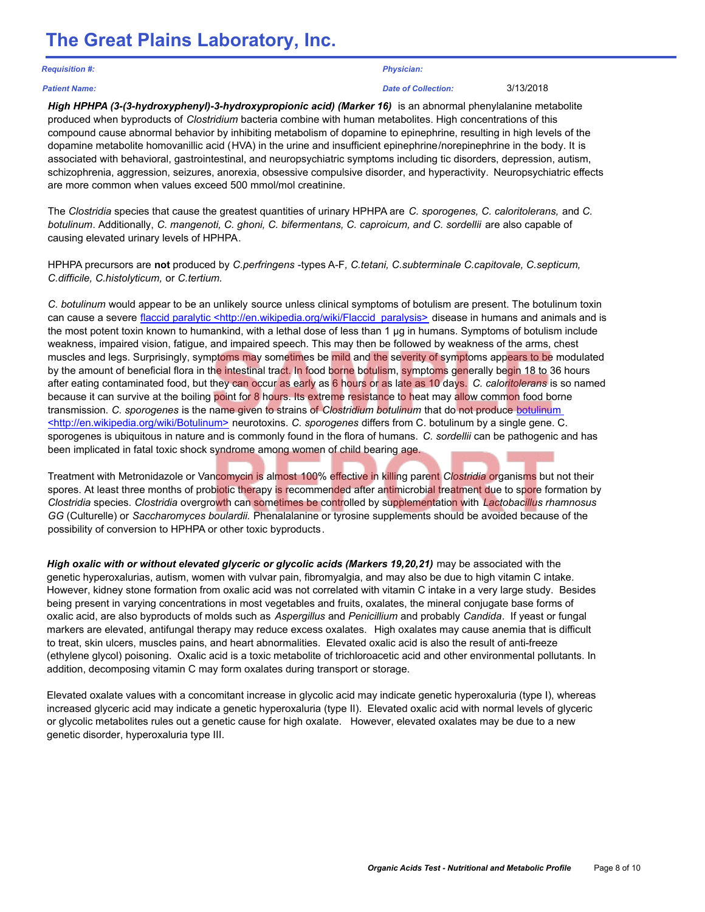**Requisition #:** 

**Physician:** 

**Patient Name:** 

**Date of Collection:** 3/13/2018

***High HPHPA (3-(3-hydroxyphenyl)-3-hydroxypropionic acid) (Marker 16)*** is an abnormal phenylalanine metabolite produced when byproducts of *Clostridium* bacteria combine with human metabolites. High concentrations of this compound cause abnormal behavior by inhibiting metabolism of dopamine to epinephrine, resulting in high levels of the dopamine metabolite homovanillic acid (HVA) in the urine and insufficient epinephrine/norepinephrine in the body. It is associated with behavioral, gastrointestinal, and neuropsychiatric symptoms including tic disorders, depression, autism, schizophrenia, aggression, seizures, anorexia, obsessive compulsive disorder, and hyperactivity. Neuropsychiatric effects are more common when values exceed 500 mmol/mol creatinine.

The *Clostridia* species that cause the greatest quantities of urinary HPHPA are *C. sporogenes, C. caloritolerans,* and *C. botulinum*. Additionally, *C. mangenoti, C. ghoni, C. bifermentans, C. caproicum, and C. sordellii* are also capable of causing elevated urinary levels of HPHPA.

HPHPA precursors are **not** produced by *C.perfringens* -types A-F*, C.tetani, C.subterminale C.capitovale, C.septicum, C.difficile, C.histolyticum,* or *C.tertium.*

*C. botulinum* would appear to be an unlikely source unless clinical symptoms of botulism are present. The botulinum toxin can cause a severe [flaccid paralytic <http://en.wikipedia.org/wiki/Flaccid_paralysis>](http://en.wikipedia.org/wiki/Flaccid_paralysis) disease in humans and animals and is the most potent toxin known to humankind, with a lethal dose of less than 1 µg in humans. Symptoms of botulism include weakness, impaired vision, fatigue, and impaired speech. This may then be followed by weakness of the arms, chest muscles and legs. Surprisingly, symptoms may sometimes be mild and the severity of symptoms appears to be modulated by the amount of beneficial flora in the intestinal tract. In food borne botulism, symptoms generally begin 18 to 36 hours after eating contaminated food, but they can occur as early as 6 hours or as late as 10 days. *C. caloritolerans* is so named because it can survive at the boiling point for 8 hours. Its extreme resistance to heat may allow common food borne transmission. *C. sporogenes* is the name given to strains of *Clostridium botulinum* that do not produce [botulinum <http://en.wikipedia.org/wiki/Botulinum>](http://en.wikipedia.org/wiki/Botulinum) neurotoxins. *C. sporogenes* differs from C. botulinum by a single gene. C. sporogenes is ubiquitous in nature and is commonly found in the flora of humans. *C. sordellii* can be pathogenic and has been implicated in fatal toxic shock syndrome among women of child bearing age.

Treatment with Metronidazole or Vancomycin is almost 100% effective in killing parent *Clostridia* organisms but not their spores. At least three months of probiotic therapy is recommended after antimicrobial treatment due to spore formation by *Clostridia* species. *Clostridia* overgrowth can sometimes be controlled by supplementation with *Lactobacillus rhamnosus GG* (Culturelle) or *Saccharomyces boulardii.* Phenalalanine or tyrosine supplements should be avoided because of the possibility of conversion to HPHPA or other toxic byproducts.

***High oxalic with or without elevated glyceric or glycolic acids (Markers 19,20,21)*** may be associated with the genetic hyperoxalurias, autism, women with vulvar pain, fibromyalgia, and may also be due to high vitamin C intake. However, kidney stone formation from oxalic acid was not correlated with vitamin C intake in a very large study. Besides being present in varying concentrations in most vegetables and fruits, oxalates, the mineral conjugate base forms of oxalic acid, are also byproducts of molds such as *Aspergillus* and *Penicillium* and probably *Candida*. If yeast or fungal markers are elevated, antifungal therapy may reduce excess oxalates. High oxalates may cause anemia that is difficult to treat, skin ulcers, muscles pains, and heart abnormalities. Elevated oxalic acid is also the result of anti-freeze (ethylene glycol) poisoning. Oxalic acid is a toxic metabolite of trichloroacetic acid and other environmental pollutants. In addition, decomposing vitamin C may form oxalates during transport or storage.

Elevated oxalate values with a concomitant increase in glycolic acid may indicate genetic hyperoxaluria (type I), whereas increased glyceric acid may indicate a genetic hyperoxaluria (type II). Elevated oxalic acid with normal levels of glyceric or glycolic metabolites rules out a genetic cause for high oxalate. However, elevated oxalates may be due to a new genetic disorder, hyperoxaluria type III.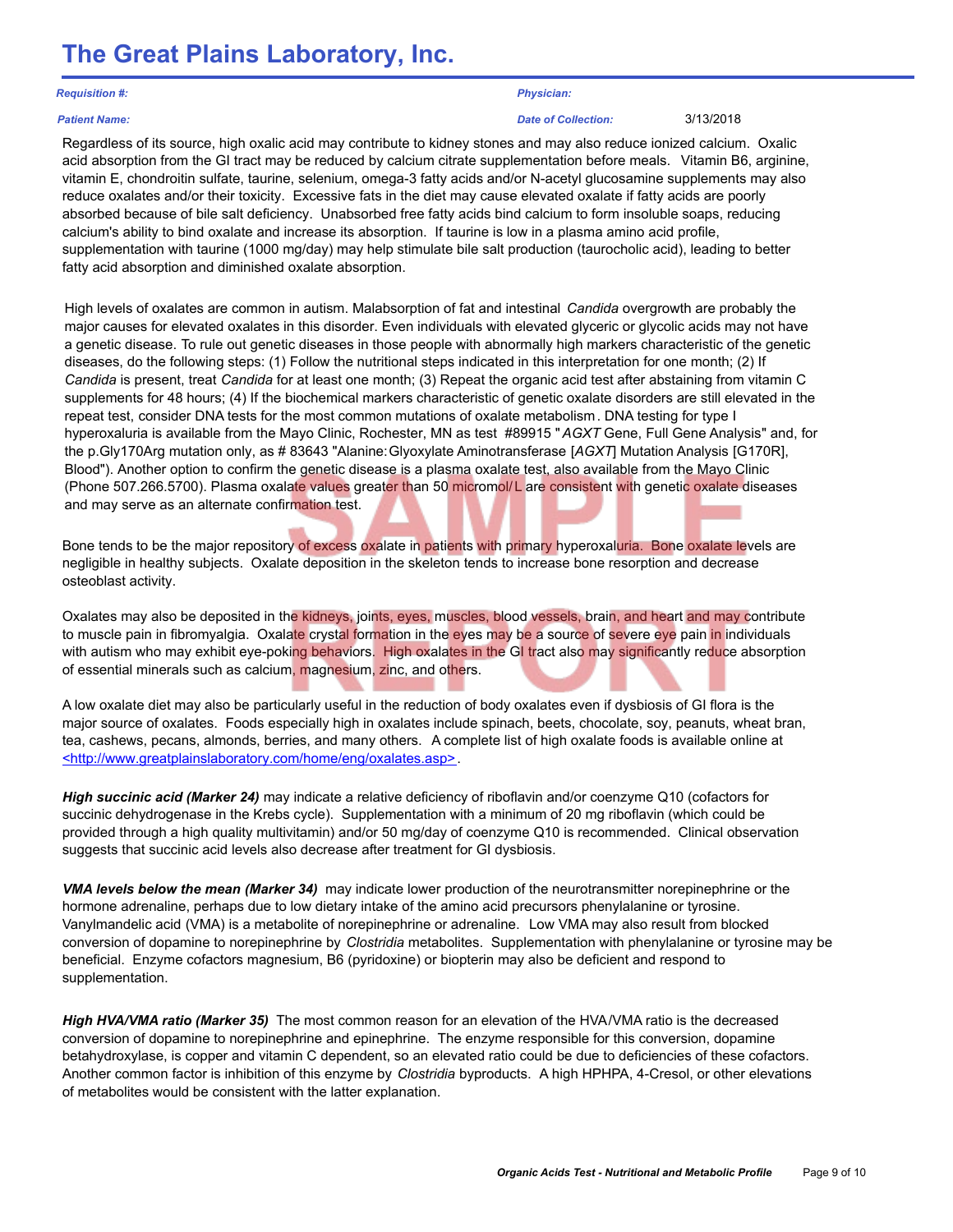Regardless of its source, high oxalic acid may contribute to kidney stones and may also reduce ionized calcium. Oxalic acid absorption from the GI tract may be reduced by calcium citrate supplementation before meals. Vitamin B6, arginine, vitamin E, chondroitin sulfate, taurine, selenium, omega-3 fatty acids and/or N-acetyl glucosamine supplements may also reduce oxalates and/or their toxicity. Excessive fats in the diet may cause elevated oxalate if fatty acids are poorly absorbed because of bile salt deficiency. Unabsorbed free fatty acids bind calcium to form insoluble soaps, reducing calcium's ability to bind oxalate and increase its absorption. If taurine is low in a plasma amino acid profile, supplementation with taurine (1000 mg/day) may help stimulate bile salt production (taurocholic acid), leading to better fatty acid absorption and diminished oxalate absorption.

High levels of oxalates are common in autism. Malabsorption of fat and intestinal *Candida* overgrowth are probably the major causes for elevated oxalates in this disorder. Even individuals with elevated glyceric or glycolic acids may not have a genetic disease. To rule out genetic diseases in those people with abnormally high markers characteristic of the genetic diseases, do the following steps: (1) Follow the nutritional steps indicated in this interpretation for one month; (2) If *Candida* is present, treat *Candida* for at least one month; (3) Repeat the organic acid test after abstaining from vitamin C supplements for 48 hours; (4) If the biochemical markers characteristic of genetic oxalate disorders are still elevated in the repeat test, consider DNA tests for the most common mutations of oxalate metabolism. DNA testing for type I hyperoxaluria is available from the Mayo Clinic, Rochester, MN as test #89915 "*AGXT* Gene, Full Gene Analysis" and, for the p.Gly170Arg mutation only, as # 83643 "Alanine:Glyoxylate Aminotransferase [*AGXT*] Mutation Analysis [G170R], Blood"). Another option to confirm the genetic disease is a plasma oxalate test, also available from the Mayo Clinic (Phone 507.266.5700). Plasma oxalate values greater than 50 micromol/L are consistent with genetic oxalate diseases and may serve as an alternate confirmation test.

Bone tends to be the major repository of excess oxalate in patients with primary hyperoxaluria. Bone oxalate levels are negligible in healthy subjects. Oxalate deposition in the skeleton tends to increase bone resorption and decrease osteoblast activity.

Oxalates may also be deposited in the kidneys, joints, eyes, muscles, blood vessels, brain, and heart and may contribute to muscle pain in fibromyalgia. Oxalate crystal formation in the eyes may be a source of severe eye pain in individuals with autism who may exhibit eye-poking behaviors. High oxalates in the GI tract also may significantly reduce absorption of essential minerals such as calcium, magnesium, zinc, and others.

A low oxalate diet may also be particularly useful in the reduction of body oxalates even if dysbiosis of GI flora is the major source of oxalates. Foods especially high in oxalates include spinach, beets, chocolate, soy, peanuts, wheat bran, tea, cashews, pecans, almonds, berries, and many others. A complete list of high oxalate foods is available online at <http://www.greatplainslaboratory.com/home/eng/oxalates.asp>.

***High succinic acid (Marker 24)*** may indicate a relative deficiency of riboflavin and/or coenzyme Q10 (cofactors for succinic dehydrogenase in the Krebs cycle). Supplementation with a minimum of 20 mg riboflavin (which could be provided through a high quality multivitamin) and/or 50 mg/day of coenzyme Q10 is recommended. Clinical observation suggests that succinic acid levels also decrease after treatment for GI dysbiosis.

***VMA levels below the mean (Marker 34)*** may indicate lower production of the neurotransmitter norepinephrine or the hormone adrenaline, perhaps due to low dietary intake of the amino acid precursors phenylalanine or tyrosine. Vanylmandelic acid (VMA) is a metabolite of norepinephrine or adrenaline. Low VMA may also result from blocked conversion of dopamine to norepinephrine by *Clostridia* metabolites. Supplementation with phenylalanine or tyrosine may be beneficial. Enzyme cofactors magnesium, B6 (pyridoxine) or biopterin may also be deficient and respond to supplementation.

***High HVA/VMA ratio (Marker 35)*** The most common reason for an elevation of the HVA/VMA ratio is the decreased conversion of dopamine to norepinephrine and epinephrine. The enzyme responsible for this conversion, dopamine betahydroxylase, is copper and vitamin C dependent, so an elevated ratio could be due to deficiencies of these cofactors. Another common factor is inhibition of this enzyme by *Clostridia* byproducts. A high HPHPA, 4-Cresol, or other elevations of metabolites would be consistent with the latter explanation.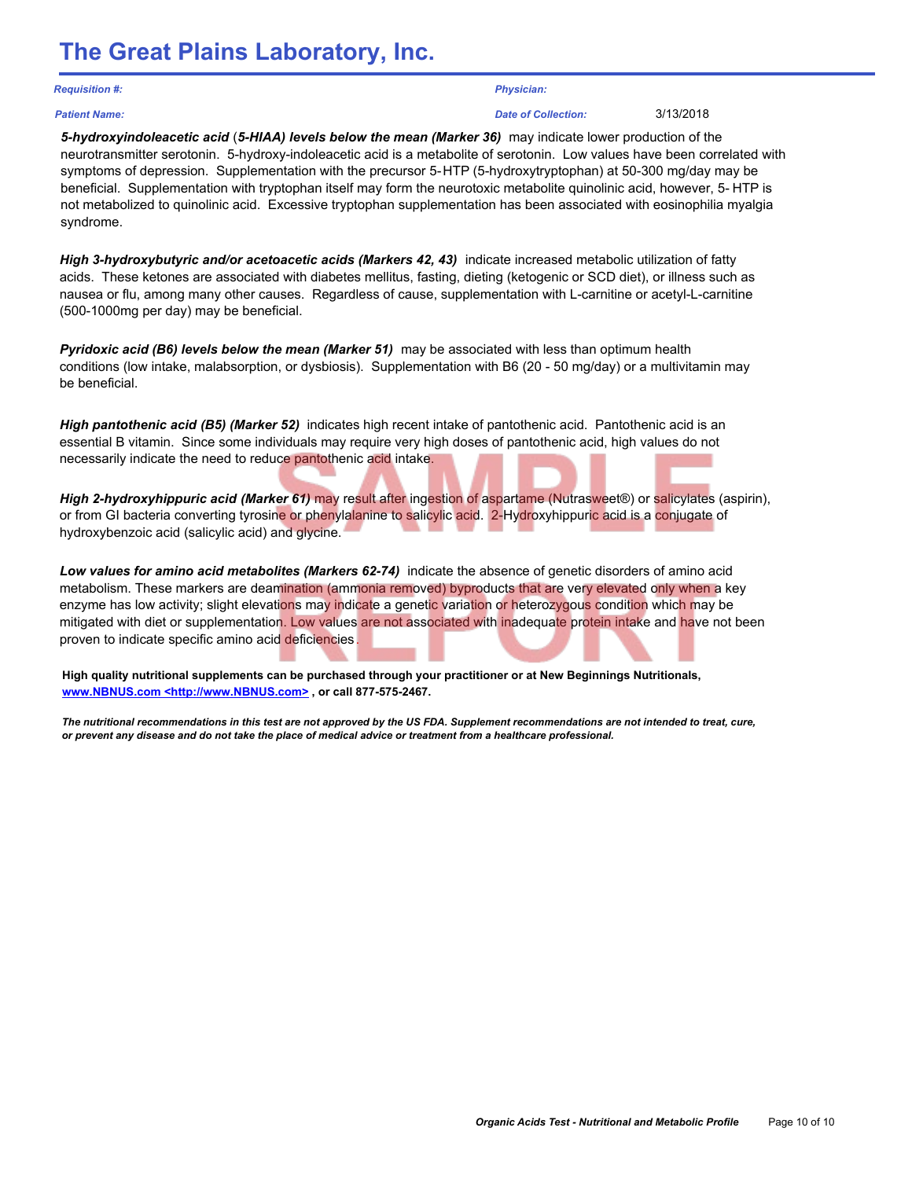# The Great Plains Laboratory, Inc.

*Requisition #:*

*Physician:*

*Patient Name:*

*Date of Collection:* 3/13/2018

***5-hydroxyindoleacetic acid** (**5-HIAA) levels below the mean (Marker 36)*** may indicate lower production of the neurotransmitter serotonin. 5-hydroxy-indoleacetic acid is a metabolite of serotonin. Low values have been correlated with symptoms of depression. Supplementation with the precursor 5-HTP (5-hydroxytryptophan) at 50-300 mg/day may be beneficial. Supplementation with tryptophan itself may form the neurotoxic metabolite quinolinic acid, however, 5- HTP is not metabolized to quinolinic acid. Excessive tryptophan supplementation has been associated with eosinophilia myalgia syndrome.

***High 3-hydroxybutyric and/or acetoacetic acids (Markers 42, 43)*** indicate increased metabolic utilization of fatty acids. These ketones are associated with diabetes mellitus, fasting, dieting (ketogenic or SCD diet), or illness such as nausea or flu, among many other causes. Regardless of cause, supplementation with L-carnitine or acetyl-L-carnitine (500-1000mg per day) may be beneficial.

***Pyridoxic acid (B6) levels below the mean (Marker 51)*** may be associated with less than optimum health conditions (low intake, malabsorption, or dysbiosis). Supplementation with B6 (20 - 50 mg/day) or a multivitamin may be beneficial.

***High pantothenic acid (B5) (Marker 52)*** indicates high recent intake of pantothenic acid. Pantothenic acid is an essential B vitamin. Since some individuals may require very high doses of pantothenic acid, high values do not necessarily indicate the need to reduce pantothenic acid intake.

***High 2-hydroxyhippuric acid (Marker 61)*** may result after ingestion of aspartame (Nutrasweet®) or salicylates (aspirin), or from GI bacteria converting tyrosine or phenylalanine to salicylic acid. 2-Hydroxyhippuric acid is a conjugate of hydroxybenzoic acid (salicylic acid) and glycine.

***Low values for amino acid metabolites (Markers 62-74)*** indicate the absence of genetic disorders of amino acid metabolism. These markers are deamination (ammonia removed) byproducts that are very elevated only when a key enzyme has low activity; slight elevations may indicate a genetic variation or heterozygous condition which may be mitigated with diet or supplementation. Low values are not associated with inadequate protein intake and have not been proven to indicate specific amino acid deficiencies.

**High quality nutritional supplements can be purchased through your practitioner or at New Beginnings Nutritionals, [www.NBNUS.com <http://www.NBNUS.com>](http://www.NBNUS.com) , or call 877-575-2467.**

***The nutritional recommendations in this test are not approved by the US FDA. Supplement recommendations are not intended to treat, cure, or prevent any disease and do not take the place of medical advice or treatment from a healthcare professional.***